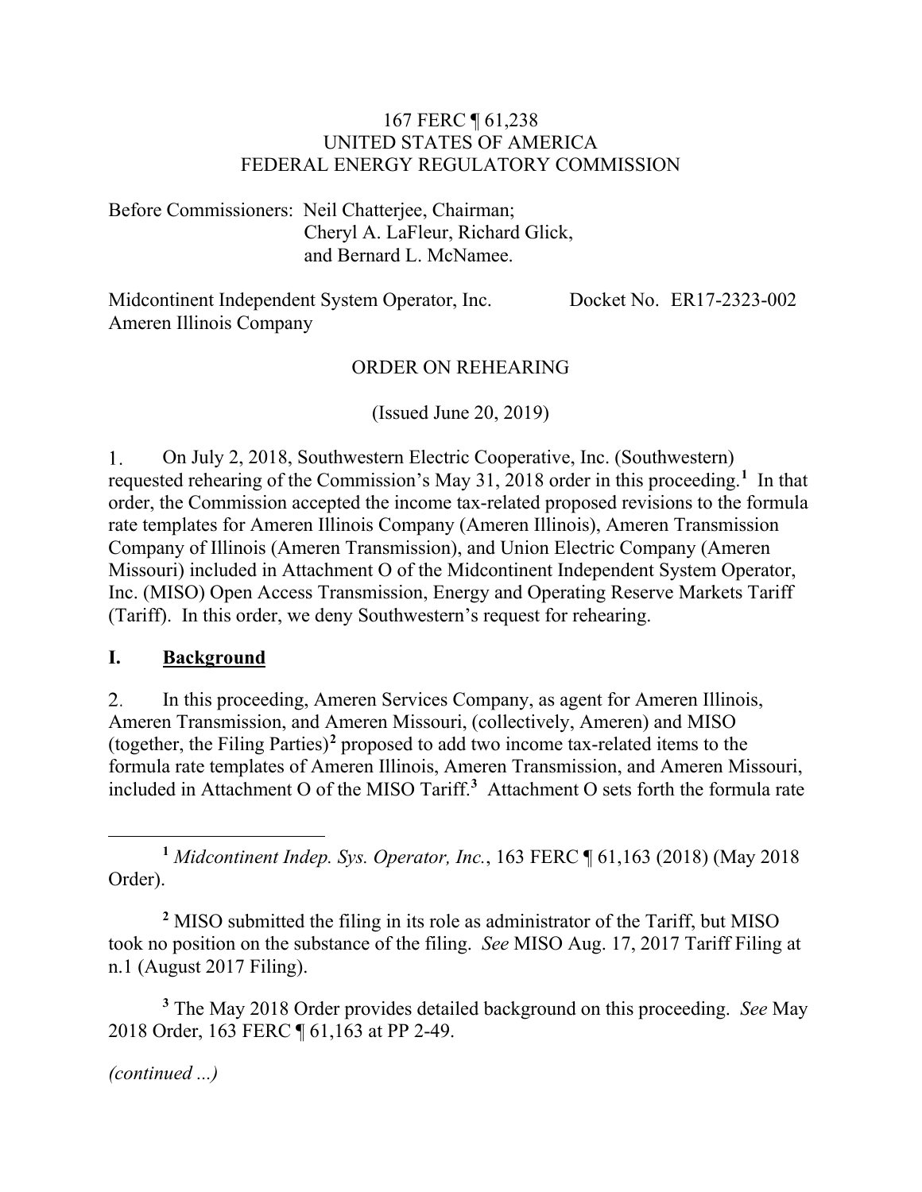167 FERC ¶ 61,238
UNITED STATES OF AMERICA
FEDERAL ENERGY REGULATORY COMMISSION

Before Commissioners: Neil Chatterjee, Chairman;
Cheryl A. LaFleur, Richard Glick,
and Bernard L. McNamee.

Midcontinent Independent System Operator, Inc. Docket No. ER17-2323-002
Ameren Illinois Company

ORDER ON REHEARING

(Issued June 20, 2019)

1. On July 2, 2018, Southwestern Electric Cooperative, Inc. (Southwestern) requested rehearing of the Commission's May 31, 2018 order in this proceeding.[1] In that order, the Commission accepted the income tax-related proposed revisions to the formula rate templates for Ameren Illinois Company (Ameren Illinois), Ameren Transmission Company of Illinois (Ameren Transmission), and Union Electric Company (Ameren Missouri) included in Attachment O of the Midcontinent Independent System Operator, Inc. (MISO) Open Access Transmission, Energy and Operating Reserve Markets Tariff (Tariff). In this order, we deny Southwestern's request for rehearing.

## I. Background

2. In this proceeding, Ameren Services Company, as agent for Ameren Illinois, Ameren Transmission, and Ameren Missouri, (collectively, Ameren) and MISO (together, the Filing Parties)[2] proposed to add two income tax-related items to the formula rate templates of Ameren Illinois, Ameren Transmission, and Ameren Missouri, included in Attachment O of the MISO Tariff.[3] Attachment O sets forth the formula rate

---

[1] *Midcontinent Indep. Sys. Operator, Inc.*, 163 FERC ¶ 61,163 (2018) (May 2018 Order).

[2] MISO submitted the filing in its role as administrator of the Tariff, but MISO took no position on the substance of the filing. *See* MISO Aug. 17, 2017 Tariff Filing at n.1 (August 2017 Filing).

[3] The May 2018 Order provides detailed background on this proceeding. *See* May 2018 Order, 163 FERC ¶ 61,163 at PP 2-49.

*(continued ...)*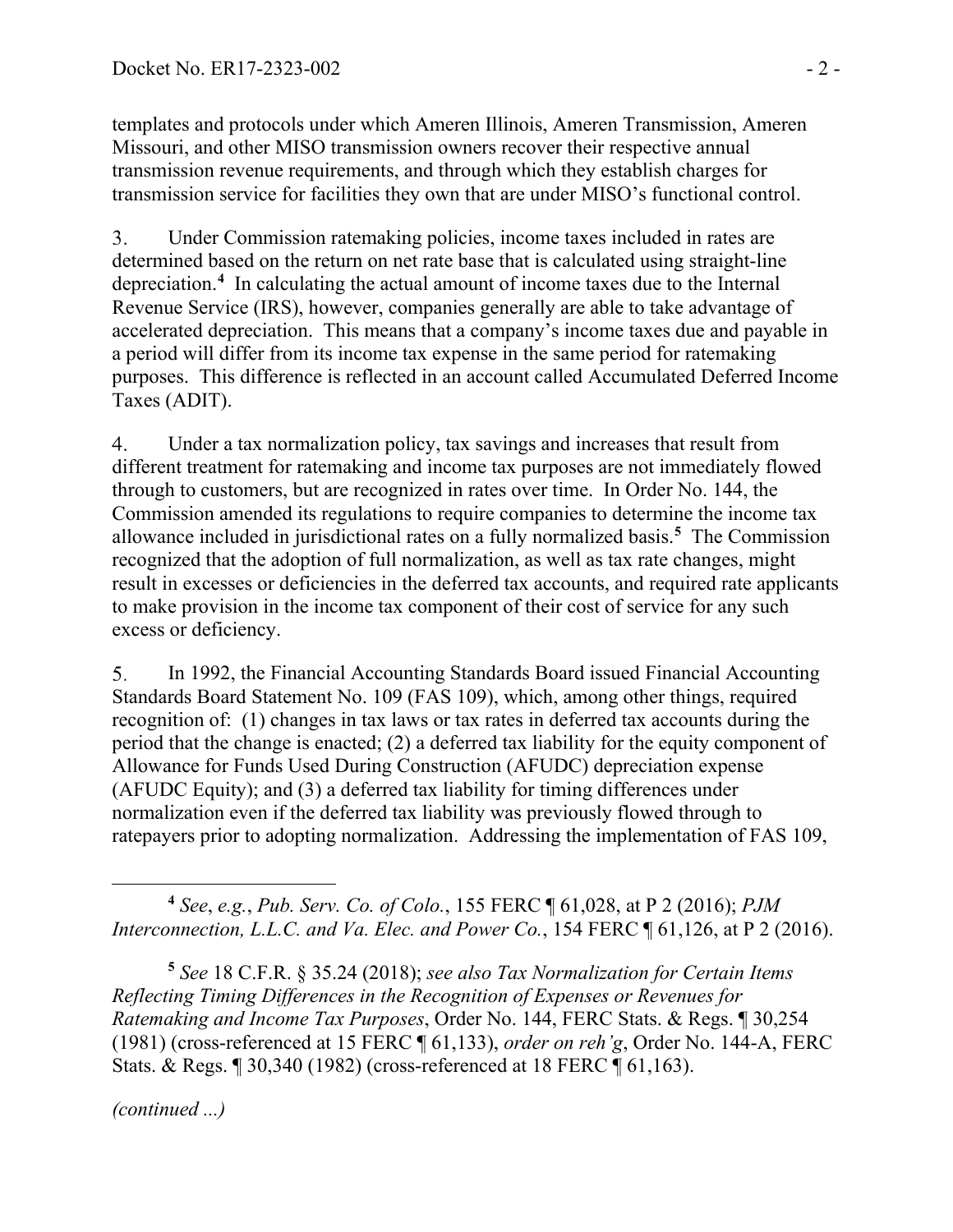templates and protocols under which Ameren Illinois, Ameren Transmission, Ameren Missouri, and other MISO transmission owners recover their respective annual transmission revenue requirements, and through which they establish charges for transmission service for facilities they own that are under MISO's functional control.

3. Under Commission ratemaking policies, income taxes included in rates are determined based on the return on net rate base that is calculated using straight-line depreciation.[4] In calculating the actual amount of income taxes due to the Internal Revenue Service (IRS), however, companies generally are able to take advantage of accelerated depreciation. This means that a company's income taxes due and payable in a period will differ from its income tax expense in the same period for ratemaking purposes. This difference is reflected in an account called Accumulated Deferred Income Taxes (ADIT).

4. Under a tax normalization policy, tax savings and increases that result from different treatment for ratemaking and income tax purposes are not immediately flowed through to customers, but are recognized in rates over time. In Order No. 144, the Commission amended its regulations to require companies to determine the income tax allowance included in jurisdictional rates on a fully normalized basis.[5] The Commission recognized that the adoption of full normalization, as well as tax rate changes, might result in excesses or deficiencies in the deferred tax accounts, and required rate applicants to make provision in the income tax component of their cost of service for any such excess or deficiency.

5. In 1992, the Financial Accounting Standards Board issued Financial Accounting Standards Board Statement No. 109 (FAS 109), which, among other things, required recognition of: (1) changes in tax laws or tax rates in deferred tax accounts during the period that the change is enacted; (2) a deferred tax liability for the equity component of Allowance for Funds Used During Construction (AFUDC) depreciation expense (AFUDC Equity); and (3) a deferred tax liability for timing differences under normalization even if the deferred tax liability was previously flowed through to ratepayers prior to adopting normalization. Addressing the implementation of FAS 109,

---

[4] *See*, *e.g.*, *Pub. Serv. Co. of Colo.*, 155 FERC ¶ 61,028, at P 2 (2016); *PJM Interconnection, L.L.C. and Va. Elec. and Power Co.*, 154 FERC ¶ 61,126, at P 2 (2016).

[5] *See* 18 C.F.R. § 35.24 (2018); *see also Tax Normalization for Certain Items Reflecting Timing Differences in the Recognition of Expenses or Revenues for Ratemaking and Income Tax Purposes*, Order No. 144, FERC Stats. & Regs. ¶ 30,254 (1981) (cross-referenced at 15 FERC ¶ 61,133), *order on reh'g*, Order No. 144-A, FERC Stats. & Regs. ¶ 30,340 (1982) (cross-referenced at 18 FERC ¶ 61,163).

*(continued ...)*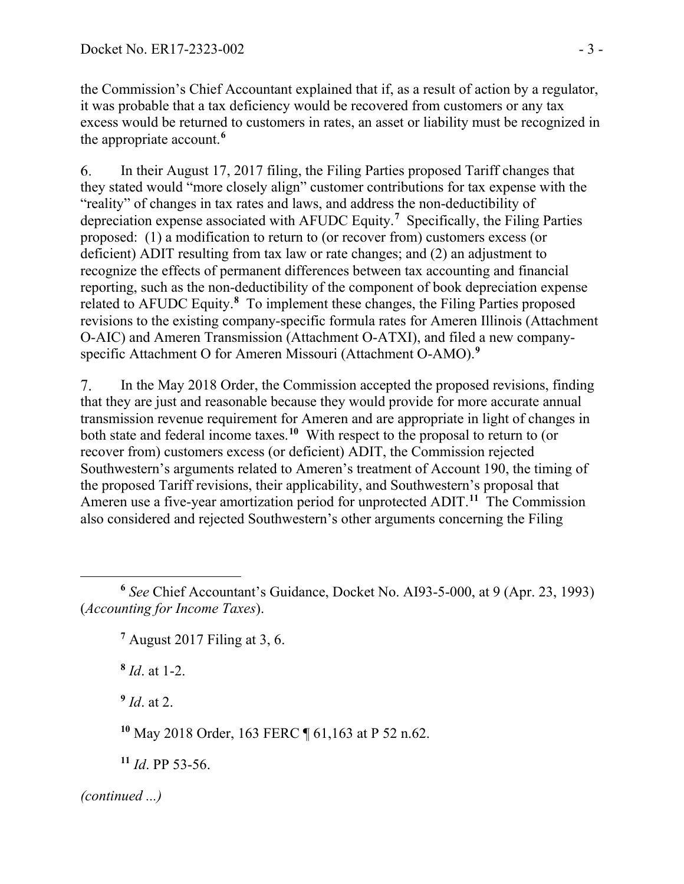the Commission's Chief Accountant explained that if, as a result of action by a regulator, it was probable that a tax deficiency would be recovered from customers or any tax excess would be returned to customers in rates, an asset or liability must be recognized in the appropriate account.[6]

6. In their August 17, 2017 filing, the Filing Parties proposed Tariff changes that they stated would "more closely align" customer contributions for tax expense with the "reality" of changes in tax rates and laws, and address the non-deductibility of depreciation expense associated with AFUDC Equity.[7] Specifically, the Filing Parties proposed: (1) a modification to return to (or recover from) customers excess (or deficient) ADIT resulting from tax law or rate changes; and (2) an adjustment to recognize the effects of permanent differences between tax accounting and financial reporting, such as the non-deductibility of the component of book depreciation expense related to AFUDC Equity.[8] To implement these changes, the Filing Parties proposed revisions to the existing company-specific formula rates for Ameren Illinois (Attachment O-AIC) and Ameren Transmission (Attachment O-ATXI), and filed a new company-specific Attachment O for Ameren Missouri (Attachment O-AMO).[9]

7. In the May 2018 Order, the Commission accepted the proposed revisions, finding that they are just and reasonable because they would provide for more accurate annual transmission revenue requirement for Ameren and are appropriate in light of changes in both state and federal income taxes.[10] With respect to the proposal to return to (or recover from) customers excess (or deficient) ADIT, the Commission rejected Southwestern's arguments related to Ameren's treatment of Account 190, the timing of the proposed Tariff revisions, their applicability, and Southwestern's proposal that Ameren use a five-year amortization period for unprotected ADIT.[11] The Commission also considered and rejected Southwestern's other arguments concerning the Filing

---

[6] *See* Chief Accountant's Guidance, Docket No. AI93-5-000, at 9 (Apr. 23, 1993) (*Accounting for Income Taxes*).

[7] August 2017 Filing at 3, 6.

[8] *Id*. at 1-2.

[9] *Id*. at 2.

[10] May 2018 Order, 163 FERC ¶ 61,163 at P 52 n.62.

[11] *Id*. PP 53-56.

*(continued ...)*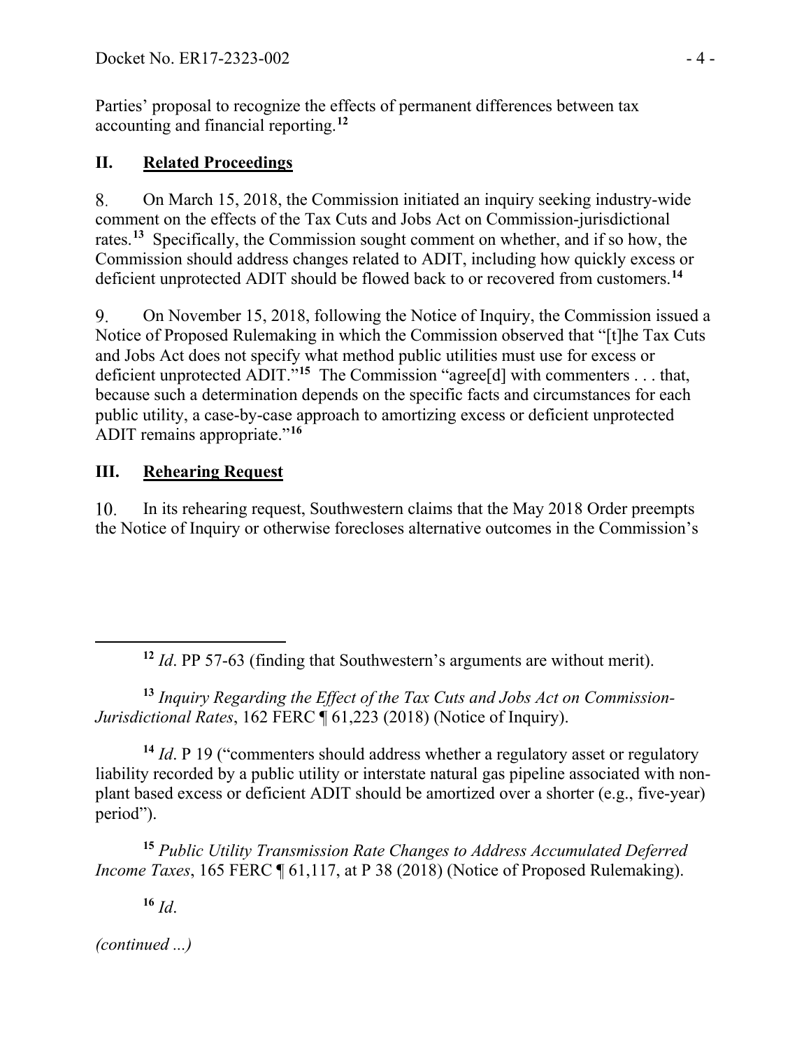Parties' proposal to recognize the effects of permanent differences between tax accounting and financial reporting.[12]

## II. Related Proceedings

8. On March 15, 2018, the Commission initiated an inquiry seeking industry-wide comment on the effects of the Tax Cuts and Jobs Act on Commission-jurisdictional rates.[13] Specifically, the Commission sought comment on whether, and if so how, the Commission should address changes related to ADIT, including how quickly excess or deficient unprotected ADIT should be flowed back to or recovered from customers.[14]

9. On November 15, 2018, following the Notice of Inquiry, the Commission issued a Notice of Proposed Rulemaking in which the Commission observed that "[t]he Tax Cuts and Jobs Act does not specify what method public utilities must use for excess or deficient unprotected ADIT."[15] The Commission "agree[d] with commenters . . . that, because such a determination depends on the specific facts and circumstances for each public utility, a case-by-case approach to amortizing excess or deficient unprotected ADIT remains appropriate."[16]

## III. Rehearing Request

10. In its rehearing request, Southwestern claims that the May 2018 Order preempts the Notice of Inquiry or otherwise forecloses alternative outcomes in the Commission's

---

[12] *Id*. PP 57-63 (finding that Southwestern's arguments are without merit).

[13] *Inquiry Regarding the Effect of the Tax Cuts and Jobs Act on Commission-Jurisdictional Rates*, 162 FERC ¶ 61,223 (2018) (Notice of Inquiry).

[14] *Id*. P 19 ("commenters should address whether a regulatory asset or regulatory liability recorded by a public utility or interstate natural gas pipeline associated with non-plant based excess or deficient ADIT should be amortized over a shorter (e.g., five-year) period").

[15] *Public Utility Transmission Rate Changes to Address Accumulated Deferred Income Taxes*, 165 FERC ¶ 61,117, at P 38 (2018) (Notice of Proposed Rulemaking).

[16] *Id*.

*(continued ...)*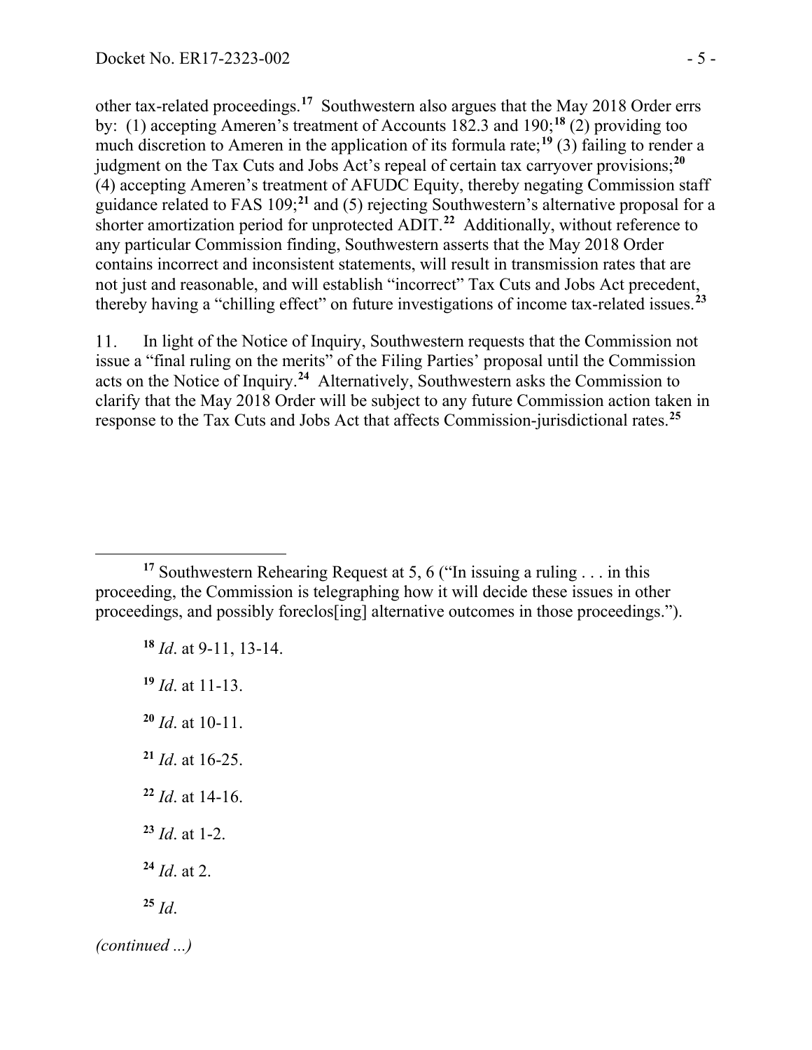other tax-related proceedings.[17] Southwestern also argues that the May 2018 Order errs by: (1) accepting Ameren's treatment of Accounts 182.3 and 190;[18] (2) providing too much discretion to Ameren in the application of its formula rate;[19] (3) failing to render a judgment on the Tax Cuts and Jobs Act's repeal of certain tax carryover provisions;[20] (4) accepting Ameren's treatment of AFUDC Equity, thereby negating Commission staff guidance related to FAS 109;[21] and (5) rejecting Southwestern's alternative proposal for a shorter amortization period for unprotected ADIT.[22] Additionally, without reference to any particular Commission finding, Southwestern asserts that the May 2018 Order contains incorrect and inconsistent statements, will result in transmission rates that are not just and reasonable, and will establish "incorrect" Tax Cuts and Jobs Act precedent, thereby having a "chilling effect" on future investigations of income tax-related issues.[23]

11. In light of the Notice of Inquiry, Southwestern requests that the Commission not issue a "final ruling on the merits" of the Filing Parties' proposal until the Commission acts on the Notice of Inquiry.[24] Alternatively, Southwestern asks the Commission to clarify that the May 2018 Order will be subject to any future Commission action taken in response to the Tax Cuts and Jobs Act that affects Commission-jurisdictional rates.[25]

---

[17] Southwestern Rehearing Request at 5, 6 ("In issuing a ruling . . . in this proceeding, the Commission is telegraphing how it will decide these issues in other proceedings, and possibly foreclos[ing] alternative outcomes in those proceedings.").

[18] *Id*. at 9-11, 13-14.

[19] *Id*. at 11-13.

[20] *Id*. at 10-11.

[21] *Id*. at 16-25.

[22] *Id*. at 14-16.

[23] *Id*. at 1-2.

[24] *Id*. at 2.

[25] *Id*.

*(continued ...)*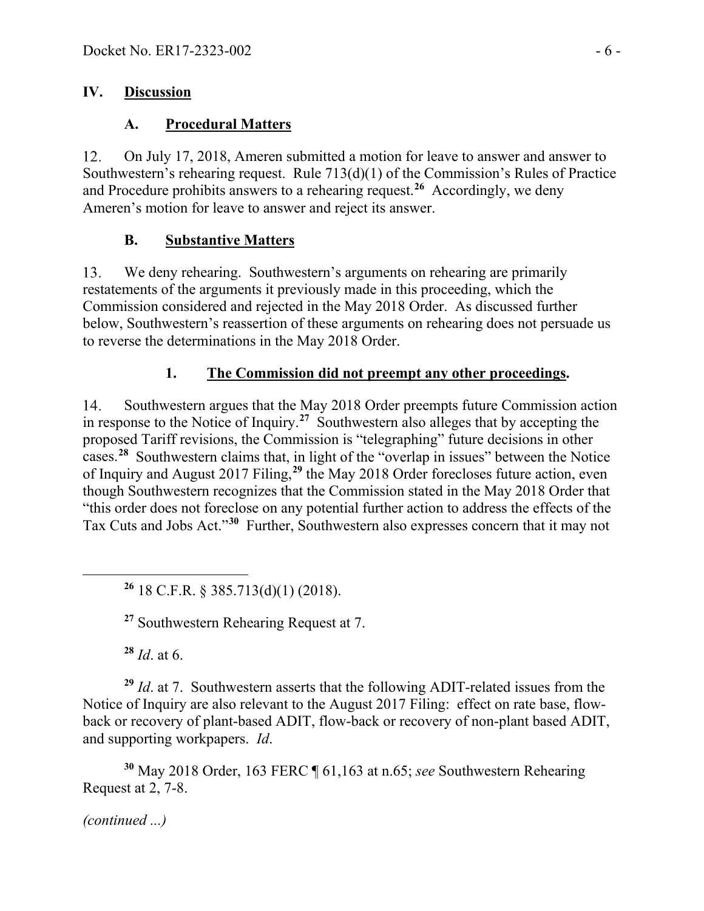## IV. Discussion

### A. Procedural Matters

12. On July 17, 2018, Ameren submitted a motion for leave to answer and answer to Southwestern's rehearing request. Rule 713(d)(1) of the Commission's Rules of Practice and Procedure prohibits answers to a rehearing request.[26] Accordingly, we deny Ameren's motion for leave to answer and reject its answer.

### B. Substantive Matters

13. We deny rehearing. Southwestern's arguments on rehearing are primarily restatements of the arguments it previously made in this proceeding, which the Commission considered and rejected in the May 2018 Order. As discussed further below, Southwestern's reassertion of these arguments on rehearing does not persuade us to reverse the determinations in the May 2018 Order.

#### 1. The Commission did not preempt any other proceedings.

14. Southwestern argues that the May 2018 Order preempts future Commission action in response to the Notice of Inquiry.[27] Southwestern also alleges that by accepting the proposed Tariff revisions, the Commission is "telegraphing" future decisions in other cases.[28] Southwestern claims that, in light of the "overlap in issues" between the Notice of Inquiry and August 2017 Filing,[29] the May 2018 Order forecloses future action, even though Southwestern recognizes that the Commission stated in the May 2018 Order that "this order does not foreclose on any potential further action to address the effects of the Tax Cuts and Jobs Act."[30] Further, Southwestern also expresses concern that it may not

---

[26] 18 C.F.R. § 385.713(d)(1) (2018).

[27] Southwestern Rehearing Request at 7.

[28] *Id*. at 6.

[29] *Id*. at 7. Southwestern asserts that the following ADIT-related issues from the Notice of Inquiry are also relevant to the August 2017 Filing: effect on rate base, flow-back or recovery of plant-based ADIT, flow-back or recovery of non-plant based ADIT, and supporting workpapers. *Id*.

[30] May 2018 Order, 163 FERC ¶ 61,163 at n.65; *see* Southwestern Rehearing Request at 2, 7-8.

*(continued ...)*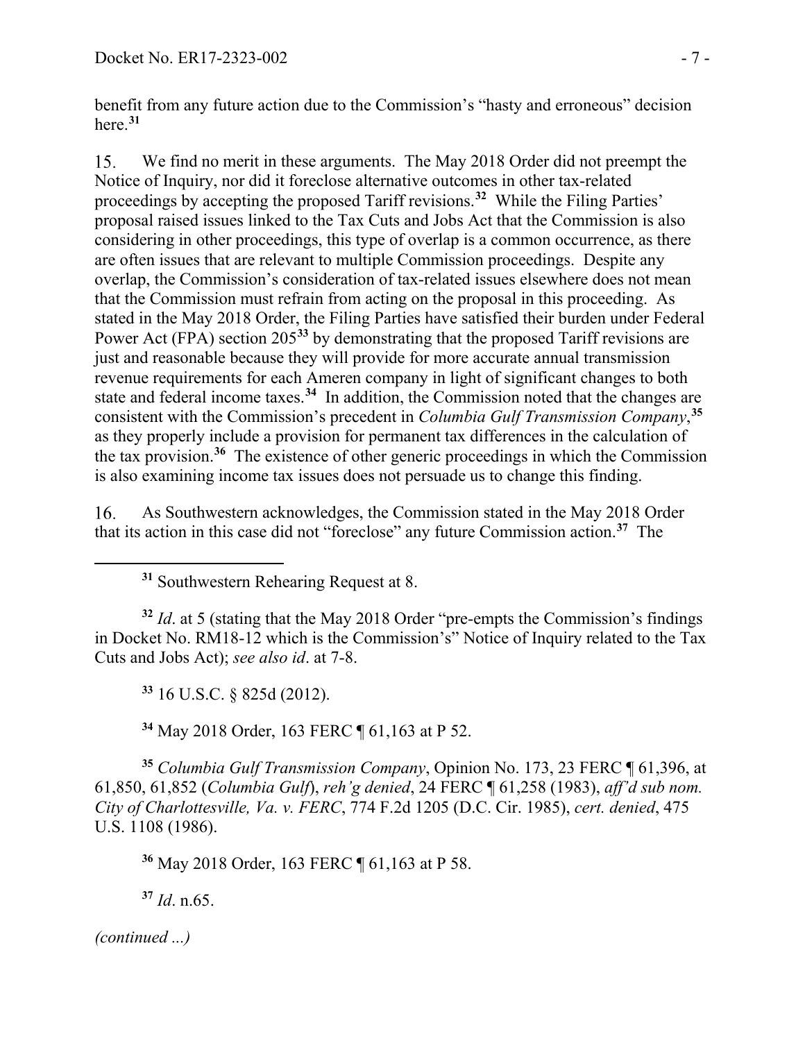benefit from any future action due to the Commission's "hasty and erroneous" decision here.[31]

15. We find no merit in these arguments. The May 2018 Order did not preempt the Notice of Inquiry, nor did it foreclose alternative outcomes in other tax-related proceedings by accepting the proposed Tariff revisions.[32] While the Filing Parties' proposal raised issues linked to the Tax Cuts and Jobs Act that the Commission is also considering in other proceedings, this type of overlap is a common occurrence, as there are often issues that are relevant to multiple Commission proceedings. Despite any overlap, the Commission's consideration of tax-related issues elsewhere does not mean that the Commission must refrain from acting on the proposal in this proceeding. As stated in the May 2018 Order, the Filing Parties have satisfied their burden under Federal Power Act (FPA) section 205[33] by demonstrating that the proposed Tariff revisions are just and reasonable because they will provide for more accurate annual transmission revenue requirements for each Ameren company in light of significant changes to both state and federal income taxes.[34] In addition, the Commission noted that the changes are consistent with the Commission's precedent in *Columbia Gulf Transmission Company*,[35] as they properly include a provision for permanent tax differences in the calculation of the tax provision.[36] The existence of other generic proceedings in which the Commission is also examining income tax issues does not persuade us to change this finding.

16. As Southwestern acknowledges, the Commission stated in the May 2018 Order that its action in this case did not "foreclose" any future Commission action.[37] The

---

[31] Southwestern Rehearing Request at 8.

[32] *Id*. at 5 (stating that the May 2018 Order "pre-empts the Commission's findings in Docket No. RM18-12 which is the Commission's" Notice of Inquiry related to the Tax Cuts and Jobs Act); *see also id*. at 7-8.

[33] 16 U.S.C. § 825d (2012).

[34] May 2018 Order, 163 FERC ¶ 61,163 at P 52.

[35] *Columbia Gulf Transmission Company*, Opinion No. 173, 23 FERC ¶ 61,396, at 61,850, 61,852 (*Columbia Gulf*), *reh'g denied*, 24 FERC ¶ 61,258 (1983), *aff'd sub nom. City of Charlottesville, Va. v. FERC*, 774 F.2d 1205 (D.C. Cir. 1985), *cert. denied*, 475 U.S. 1108 (1986).

[36] May 2018 Order, 163 FERC ¶ 61,163 at P 58.

[37] *Id*. n.65.

*(continued ...)*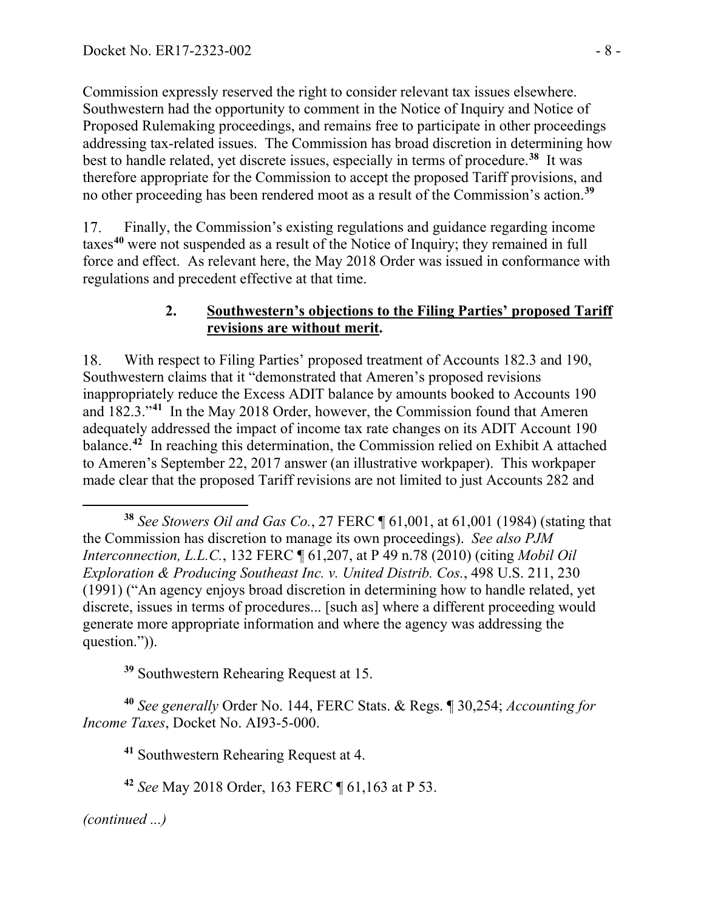Commission expressly reserved the right to consider relevant tax issues elsewhere. Southwestern had the opportunity to comment in the Notice of Inquiry and Notice of Proposed Rulemaking proceedings, and remains free to participate in other proceedings addressing tax-related issues. The Commission has broad discretion in determining how best to handle related, yet discrete issues, especially in terms of procedure.[38] It was therefore appropriate for the Commission to accept the proposed Tariff provisions, and no other proceeding has been rendered moot as a result of the Commission's action.[39]

17. Finally, the Commission's existing regulations and guidance regarding income taxes[40] were not suspended as a result of the Notice of Inquiry; they remained in full force and effect. As relevant here, the May 2018 Order was issued in conformance with regulations and precedent effective at that time.

### 2. Southwestern's objections to the Filing Parties' proposed Tariff revisions are without merit.

18. With respect to Filing Parties' proposed treatment of Accounts 182.3 and 190, Southwestern claims that it "demonstrated that Ameren's proposed revisions inappropriately reduce the Excess ADIT balance by amounts booked to Accounts 190 and 182.3."[41] In the May 2018 Order, however, the Commission found that Ameren adequately addressed the impact of income tax rate changes on its ADIT Account 190 balance.[42] In reaching this determination, the Commission relied on Exhibit A attached to Ameren's September 22, 2017 answer (an illustrative workpaper). This workpaper made clear that the proposed Tariff revisions are not limited to just Accounts 282 and

---

[38] *See Stowers Oil and Gas Co.*, 27 FERC ¶ 61,001, at 61,001 (1984) (stating that the Commission has discretion to manage its own proceedings). *See also PJM Interconnection, L.L.C.*, 132 FERC ¶ 61,207, at P 49 n.78 (2010) (citing *Mobil Oil Exploration & Producing Southeast Inc. v. United Distrib. Cos.*, 498 U.S. 211, 230 (1991) ("An agency enjoys broad discretion in determining how to handle related, yet discrete, issues in terms of procedures... [such as] where a different proceeding would generate more appropriate information and where the agency was addressing the question.")).

[39] Southwestern Rehearing Request at 15.

[40] *See generally* Order No. 144, FERC Stats. & Regs. ¶ 30,254; *Accounting for Income Taxes*, Docket No. AI93-5-000.

[41] Southwestern Rehearing Request at 4.

[42] *See* May 2018 Order, 163 FERC ¶ 61,163 at P 53.

*(continued ...)*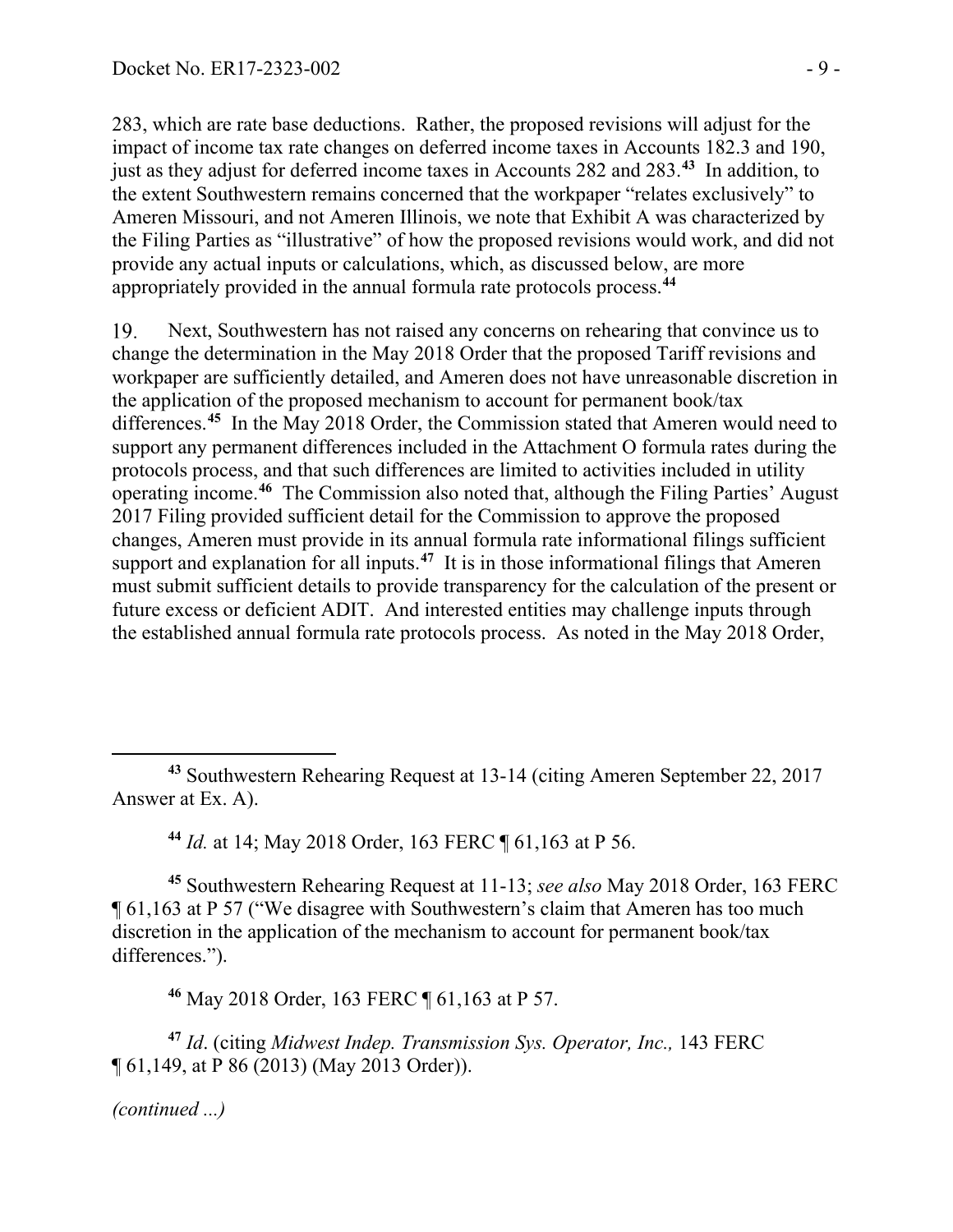283, which are rate base deductions. Rather, the proposed revisions will adjust for the impact of income tax rate changes on deferred income taxes in Accounts 182.3 and 190, just as they adjust for deferred income taxes in Accounts 282 and 283.[43] In addition, to the extent Southwestern remains concerned that the workpaper "relates exclusively" to Ameren Missouri, and not Ameren Illinois, we note that Exhibit A was characterized by the Filing Parties as "illustrative" of how the proposed revisions would work, and did not provide any actual inputs or calculations, which, as discussed below, are more appropriately provided in the annual formula rate protocols process.[44]

19. Next, Southwestern has not raised any concerns on rehearing that convince us to change the determination in the May 2018 Order that the proposed Tariff revisions and workpaper are sufficiently detailed, and Ameren does not have unreasonable discretion in the application of the proposed mechanism to account for permanent book/tax differences.[45] In the May 2018 Order, the Commission stated that Ameren would need to support any permanent differences included in the Attachment O formula rates during the protocols process, and that such differences are limited to activities included in utility operating income.[46] The Commission also noted that, although the Filing Parties' August 2017 Filing provided sufficient detail for the Commission to approve the proposed changes, Ameren must provide in its annual formula rate informational filings sufficient support and explanation for all inputs.[47] It is in those informational filings that Ameren must submit sufficient details to provide transparency for the calculation of the present or future excess or deficient ADIT. And interested entities may challenge inputs through the established annual formula rate protocols process. As noted in the May 2018 Order,

---

[43] Southwestern Rehearing Request at 13-14 (citing Ameren September 22, 2017 Answer at Ex. A).

[44] *Id.* at 14; May 2018 Order, 163 FERC ¶ 61,163 at P 56.

[45] Southwestern Rehearing Request at 11-13; *see also* May 2018 Order, 163 FERC ¶ 61,163 at P 57 ("We disagree with Southwestern's claim that Ameren has too much discretion in the application of the mechanism to account for permanent book/tax differences.").

[46] May 2018 Order, 163 FERC ¶ 61,163 at P 57.

[47] *Id*. (citing *Midwest Indep. Transmission Sys. Operator, Inc.,* 143 FERC ¶ 61,149, at P 86 (2013) (May 2013 Order)).

*(continued ...)*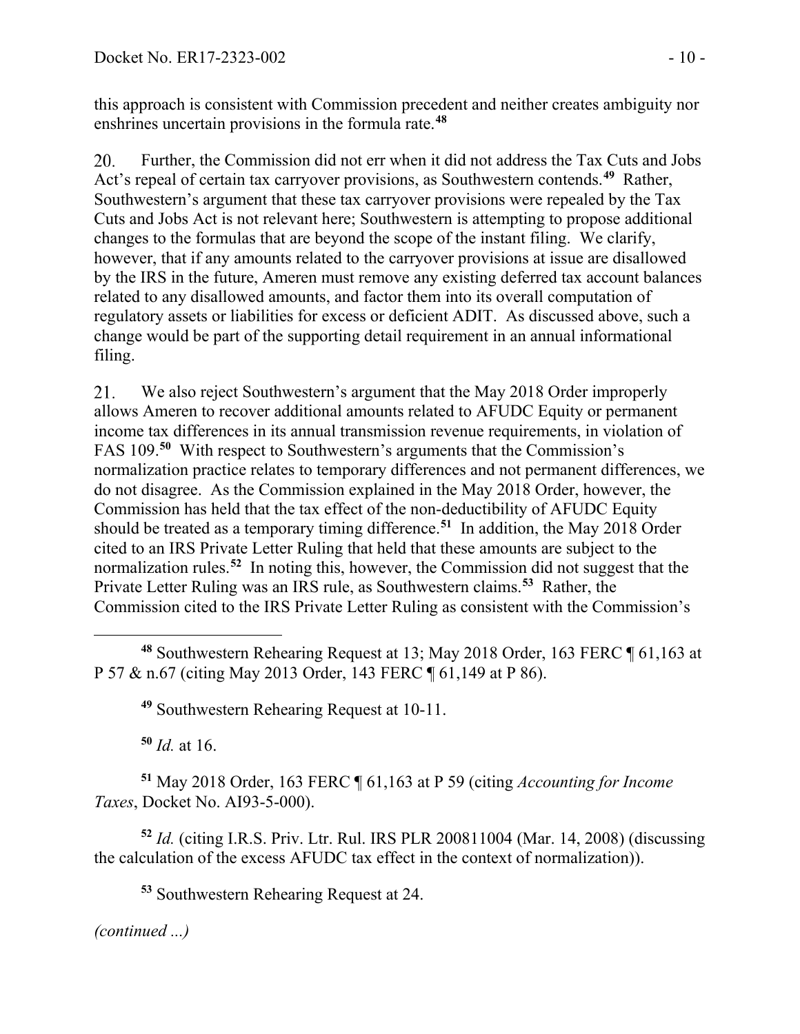this approach is consistent with Commission precedent and neither creates ambiguity nor enshrines uncertain provisions in the formula rate.[48]

20. Further, the Commission did not err when it did not address the Tax Cuts and Jobs Act's repeal of certain tax carryover provisions, as Southwestern contends.[49] Rather, Southwestern's argument that these tax carryover provisions were repealed by the Tax Cuts and Jobs Act is not relevant here; Southwestern is attempting to propose additional changes to the formulas that are beyond the scope of the instant filing. We clarify, however, that if any amounts related to the carryover provisions at issue are disallowed by the IRS in the future, Ameren must remove any existing deferred tax account balances related to any disallowed amounts, and factor them into its overall computation of regulatory assets or liabilities for excess or deficient ADIT. As discussed above, such a change would be part of the supporting detail requirement in an annual informational filing.

21. We also reject Southwestern's argument that the May 2018 Order improperly allows Ameren to recover additional amounts related to AFUDC Equity or permanent income tax differences in its annual transmission revenue requirements, in violation of FAS 109.[50] With respect to Southwestern's arguments that the Commission's normalization practice relates to temporary differences and not permanent differences, we do not disagree. As the Commission explained in the May 2018 Order, however, the Commission has held that the tax effect of the non-deductibility of AFUDC Equity should be treated as a temporary timing difference.[51] In addition, the May 2018 Order cited to an IRS Private Letter Ruling that held that these amounts are subject to the normalization rules.[52] In noting this, however, the Commission did not suggest that the Private Letter Ruling was an IRS rule, as Southwestern claims.[53] Rather, the Commission cited to the IRS Private Letter Ruling as consistent with the Commission's

---

[48] Southwestern Rehearing Request at 13; May 2018 Order, 163 FERC ¶ 61,163 at P 57 & n.67 (citing May 2013 Order, 143 FERC ¶ 61,149 at P 86).

[49] Southwestern Rehearing Request at 10-11.

[50] *Id.* at 16.

[51] May 2018 Order, 163 FERC ¶ 61,163 at P 59 (citing *Accounting for Income Taxes*, Docket No. AI93-5-000).

[52] *Id.* (citing I.R.S. Priv. Ltr. Rul. IRS PLR 200811004 (Mar. 14, 2008) (discussing the calculation of the excess AFUDC tax effect in the context of normalization)).

[53] Southwestern Rehearing Request at 24.

*(continued ...)*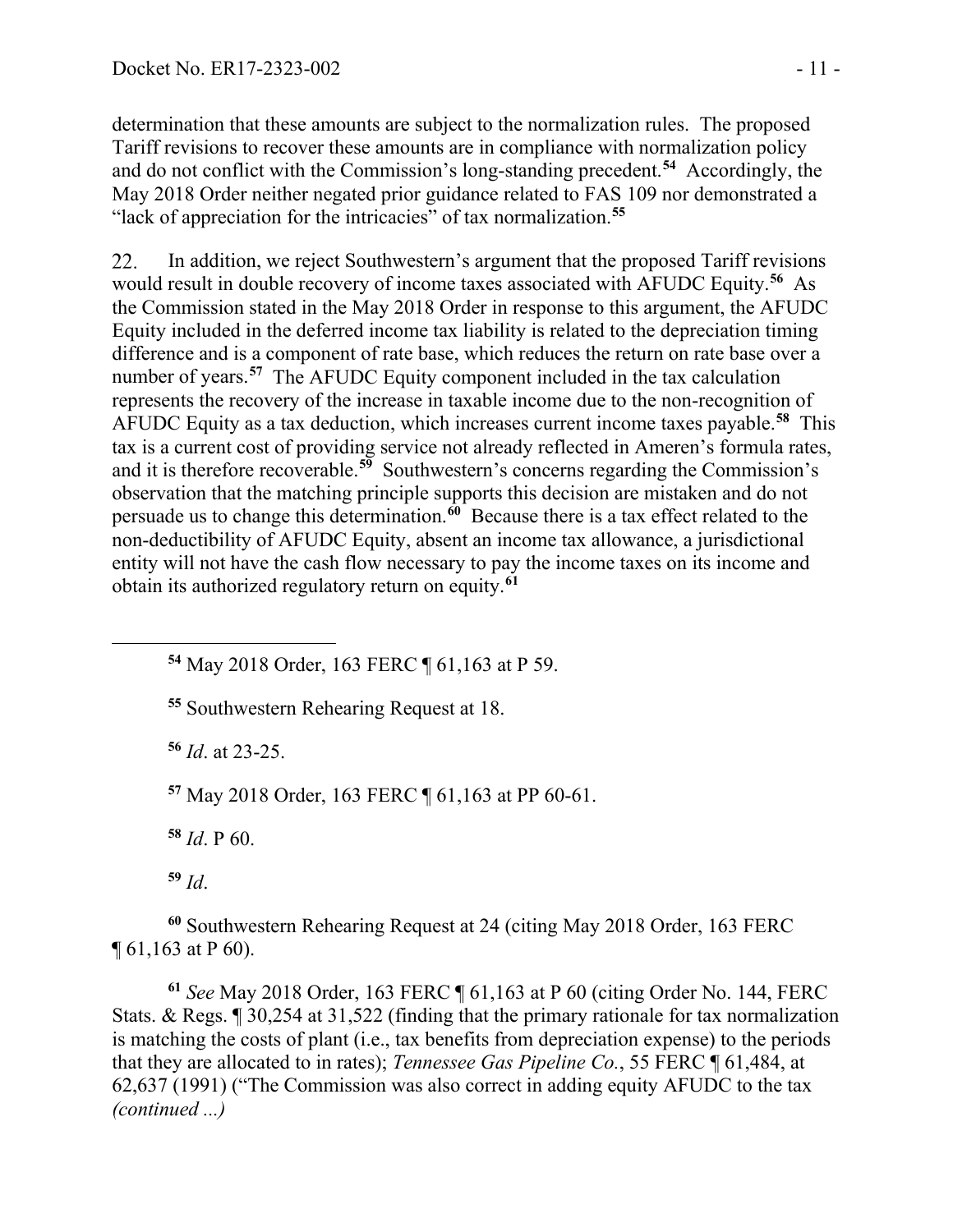determination that these amounts are subject to the normalization rules. The proposed Tariff revisions to recover these amounts are in compliance with normalization policy and do not conflict with the Commission's long-standing precedent.[54] Accordingly, the May 2018 Order neither negated prior guidance related to FAS 109 nor demonstrated a "lack of appreciation for the intricacies" of tax normalization.[55]

22. In addition, we reject Southwestern's argument that the proposed Tariff revisions would result in double recovery of income taxes associated with AFUDC Equity.[56] As the Commission stated in the May 2018 Order in response to this argument, the AFUDC Equity included in the deferred income tax liability is related to the depreciation timing difference and is a component of rate base, which reduces the return on rate base over a number of years.[57] The AFUDC Equity component included in the tax calculation represents the recovery of the increase in taxable income due to the non-recognition of AFUDC Equity as a tax deduction, which increases current income taxes payable.[58] This tax is a current cost of providing service not already reflected in Ameren's formula rates, and it is therefore recoverable.[59] Southwestern's concerns regarding the Commission's observation that the matching principle supports this decision are mistaken and do not persuade us to change this determination.[60] Because there is a tax effect related to the non-deductibility of AFUDC Equity, absent an income tax allowance, a jurisdictional entity will not have the cash flow necessary to pay the income taxes on its income and obtain its authorized regulatory return on equity.[61]

---

[54] May 2018 Order, 163 FERC ¶ 61,163 at P 59.

[55] Southwestern Rehearing Request at 18.

[56] *Id*. at 23-25.

[57] May 2018 Order, 163 FERC ¶ 61,163 at PP 60-61.

[58] *Id*. P 60.

[59] *Id*.

[60] Southwestern Rehearing Request at 24 (citing May 2018 Order, 163 FERC ¶ 61,163 at P 60).

[61] *See* May 2018 Order, 163 FERC ¶ 61,163 at P 60 (citing Order No. 144, FERC Stats. & Regs. ¶ 30,254 at 31,522 (finding that the primary rationale for tax normalization is matching the costs of plant (i.e., tax benefits from depreciation expense) to the periods that they are allocated to in rates); *Tennessee Gas Pipeline Co.*, 55 FERC ¶ 61,484, at 62,637 (1991) ("The Commission was also correct in adding equity AFUDC to the tax *(continued ...)*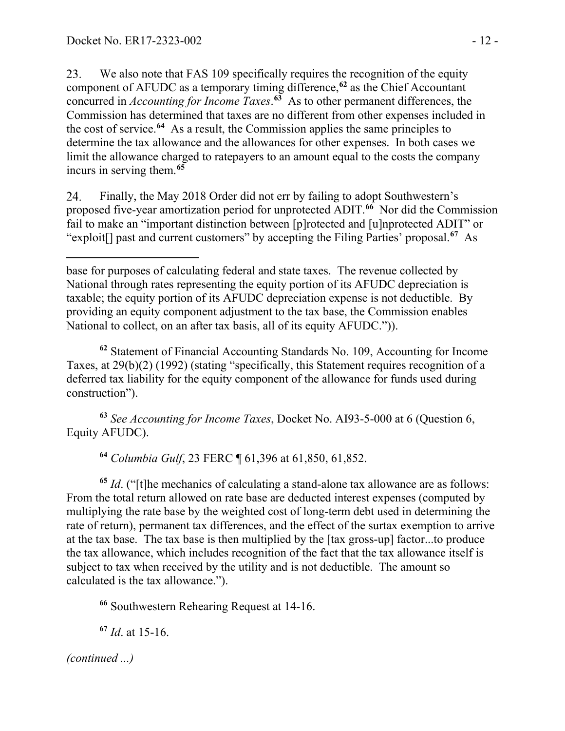23. We also note that FAS 109 specifically requires the recognition of the equity component of AFUDC as a temporary timing difference,[62] as the Chief Accountant concurred in *Accounting for Income Taxes*.[63] As to other permanent differences, the Commission has determined that taxes are no different from other expenses included in the cost of service.[64] As a result, the Commission applies the same principles to determine the tax allowance and the allowances for other expenses. In both cases we limit the allowance charged to ratepayers to an amount equal to the costs the company incurs in serving them.[65]

24. Finally, the May 2018 Order did not err by failing to adopt Southwestern's proposed five-year amortization period for unprotected ADIT.[66] Nor did the Commission fail to make an "important distinction between [p]rotected and [u]nprotected ADIT" or "exploit[] past and current customers" by accepting the Filing Parties' proposal.[67] As

---

base for purposes of calculating federal and state taxes. The revenue collected by National through rates representing the equity portion of its AFUDC depreciation is taxable; the equity portion of its AFUDC depreciation expense is not deductible. By providing an equity component adjustment to the tax base, the Commission enables National to collect, on an after tax basis, all of its equity AFUDC.")).

[62] Statement of Financial Accounting Standards No. 109, Accounting for Income Taxes, at 29(b)(2) (1992) (stating "specifically, this Statement requires recognition of a deferred tax liability for the equity component of the allowance for funds used during construction").

[63] *See Accounting for Income Taxes*, Docket No. AI93-5-000 at 6 (Question 6, Equity AFUDC).

[64] *Columbia Gulf*, 23 FERC ¶ 61,396 at 61,850, 61,852.

[65] *Id*. ("[t]he mechanics of calculating a stand-alone tax allowance are as follows: From the total return allowed on rate base are deducted interest expenses (computed by multiplying the rate base by the weighted cost of long-term debt used in determining the rate of return), permanent tax differences, and the effect of the surtax exemption to arrive at the tax base. The tax base is then multiplied by the [tax gross-up] factor...to produce the tax allowance, which includes recognition of the fact that the tax allowance itself is subject to tax when received by the utility and is not deductible. The amount so calculated is the tax allowance.").

[66] Southwestern Rehearing Request at 14-16.

[67] *Id*. at 15-16.

*(continued ...)*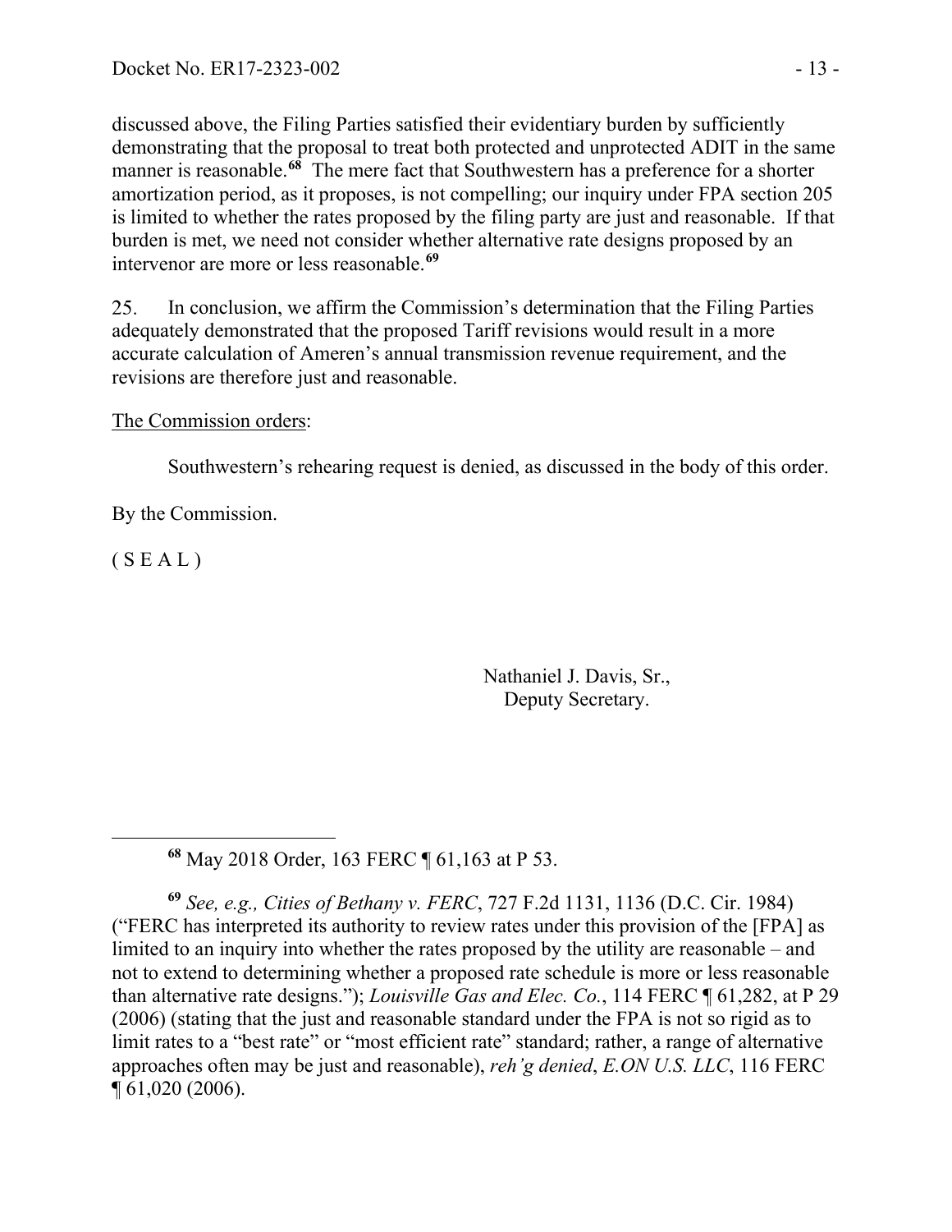discussed above, the Filing Parties satisfied their evidentiary burden by sufficiently demonstrating that the proposal to treat both protected and unprotected ADIT in the same manner is reasonable.[68] The mere fact that Southwestern has a preference for a shorter amortization period, as it proposes, is not compelling; our inquiry under FPA section 205 is limited to whether the rates proposed by the filing party are just and reasonable. If that burden is met, we need not consider whether alternative rate designs proposed by an intervenor are more or less reasonable.[69]

25. In conclusion, we affirm the Commission's determination that the Filing Parties adequately demonstrated that the proposed Tariff revisions would result in a more accurate calculation of Ameren's annual transmission revenue requirement, and the revisions are therefore just and reasonable.

The Commission orders:

Southwestern's rehearing request is denied, as discussed in the body of this order.

By the Commission.

( S E A L )

Nathaniel J. Davis, Sr.,
Deputy Secretary.

---

[68] May 2018 Order, 163 FERC ¶ 61,163 at P 53.

[69] *See, e.g., Cities of Bethany v. FERC*, 727 F.2d 1131, 1136 (D.C. Cir. 1984) ("FERC has interpreted its authority to review rates under this provision of the [FPA] as limited to an inquiry into whether the rates proposed by the utility are reasonable – and not to extend to determining whether a proposed rate schedule is more or less reasonable than alternative rate designs."); *Louisville Gas and Elec. Co.*, 114 FERC ¶ 61,282, at P 29 (2006) (stating that the just and reasonable standard under the FPA is not so rigid as to limit rates to a "best rate" or "most efficient rate" standard; rather, a range of alternative approaches often may be just and reasonable), *reh'g denied*, *E.ON U.S. LLC*, 116 FERC ¶ 61,020 (2006).